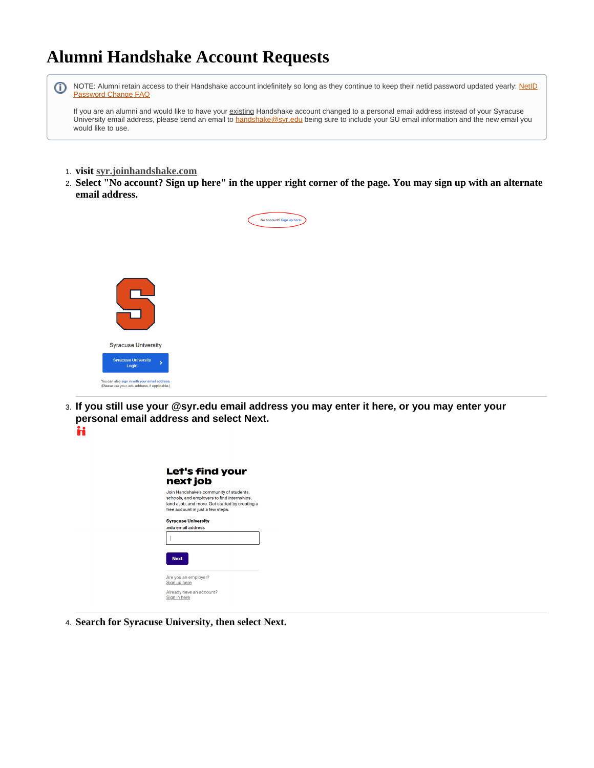# Alumni Handshake Account Requests

> NOTE: Alumni retain access to their Handshake account indefinitely so long as they continue to keep their netid password updated yearly: NetID Password Change FAQ
>
> If you are an alumni and would like to have your existing Handshake account changed to a personal email address instead of your Syracuse University email address, please send an email to handshake@syr.edu being sure to include your SU email information and the new email you would like to use.

1. **visit syr.joinhandshake.com**
2. **Select "No account? Sign up here" in the upper right corner of the page. You may sign up with an alternate email address.**

   No account? Sign up here.

   Syracuse University

   Syracuse University Login

   You can also sign in with your email address. (Please use your .edu address, if applicable.)

3. **If you still use your @syr.edu email address you may enter it here, or you may enter your personal email address and select Next.**

   **Let's find your next job**

   Join Handshake's community of students, schools, and employers to find internships, land a job, and more. Get started by creating a free account in just a few steps.

   **Syracuse University**
   .edu email address

   Next

   Are you an employer?
   Sign up here

   Already have an account?
   Sign in here

4. **Search for Syracuse University, then select Next.**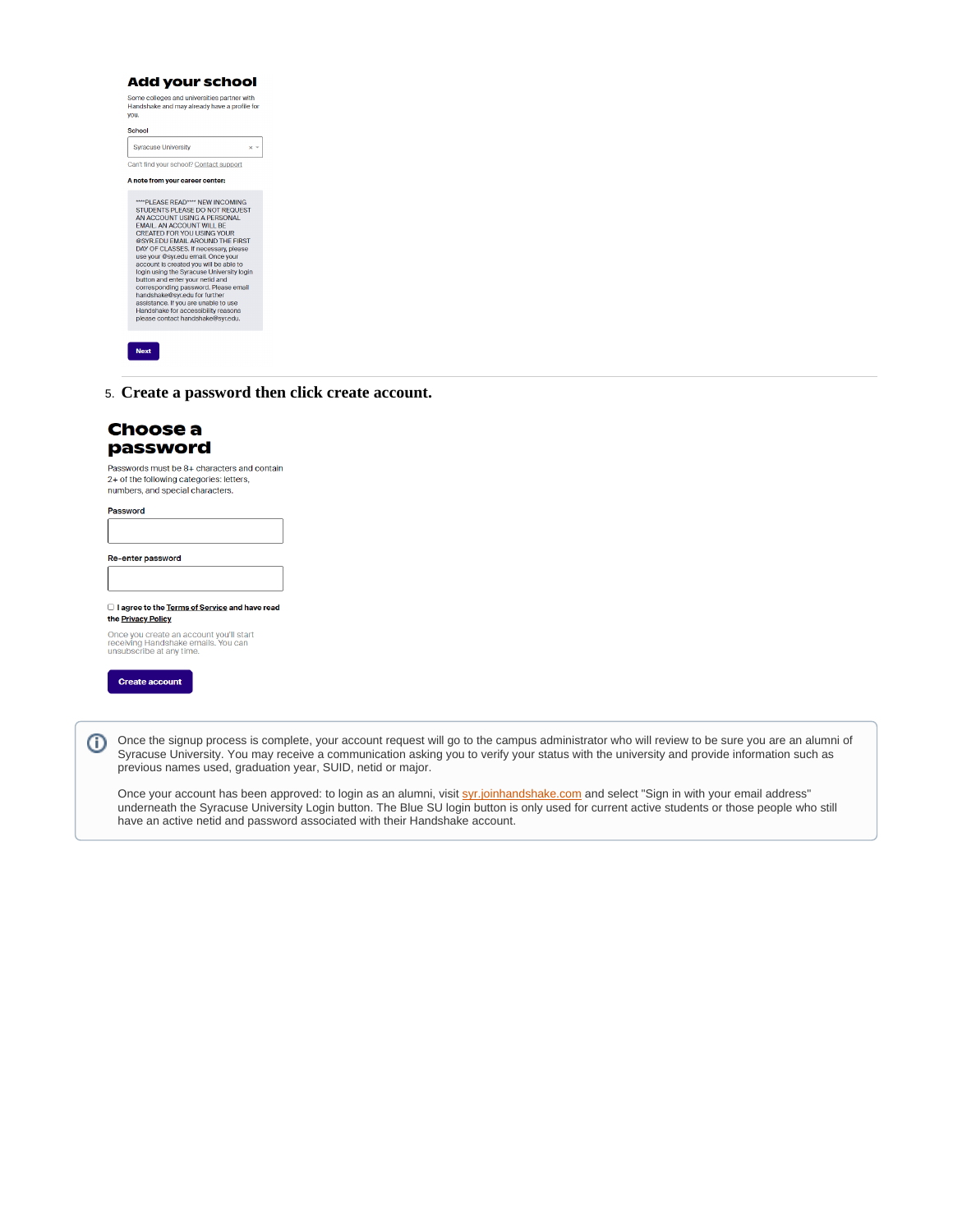## Add your school

Some colleges and universities partner with Handshake and may already have a profile for you.

School

Syracuse University

Can't find your school? Contact support

**A note from your career center:**

****PLEASE READ**** NEW INCOMING STUDENTS PLEASE DO NOT REQUEST AN ACCOUNT USING A PERSONAL EMAIL. AN ACCOUNT WILL BE CREATED FOR YOU USING YOUR @SYR.EDU EMAIL AROUND THE FIRST DAY OF CLASSES. If necessary, please use your @syr.edu email. Once your account is created you will be able to login using the Syracuse University login button and enter your netid and corresponding password. Please email handshake@syr.edu for further assistance. If you are unable to use Handshake for accessibility reasons please contact handshake@syr.edu.

Next

5. **Create a password then click create account.**

## Choose a password

Passwords must be 8+ characters and contain 2+ of the following categories: letters, numbers, and special characters.

Password

Re-enter password

☐ I agree to the Terms of Service and have read the Privacy Policy

Once you create an account you'll start receiving Handshake emails. You can unsubscribe at any time.

Create account

Once the signup process is complete, your account request will go to the campus administrator who will review to be sure you are an alumni of Syracuse University. You may receive a communication asking you to verify your status with the university and provide information such as previous names used, graduation year, SUID, netid or major.

Once your account has been approved: to login as an alumni, visit syr.joinhandshake.com and select "Sign in with your email address" underneath the Syracuse University Login button. The Blue SU login button is only used for current active students or those people who still have an active netid and password associated with their Handshake account.